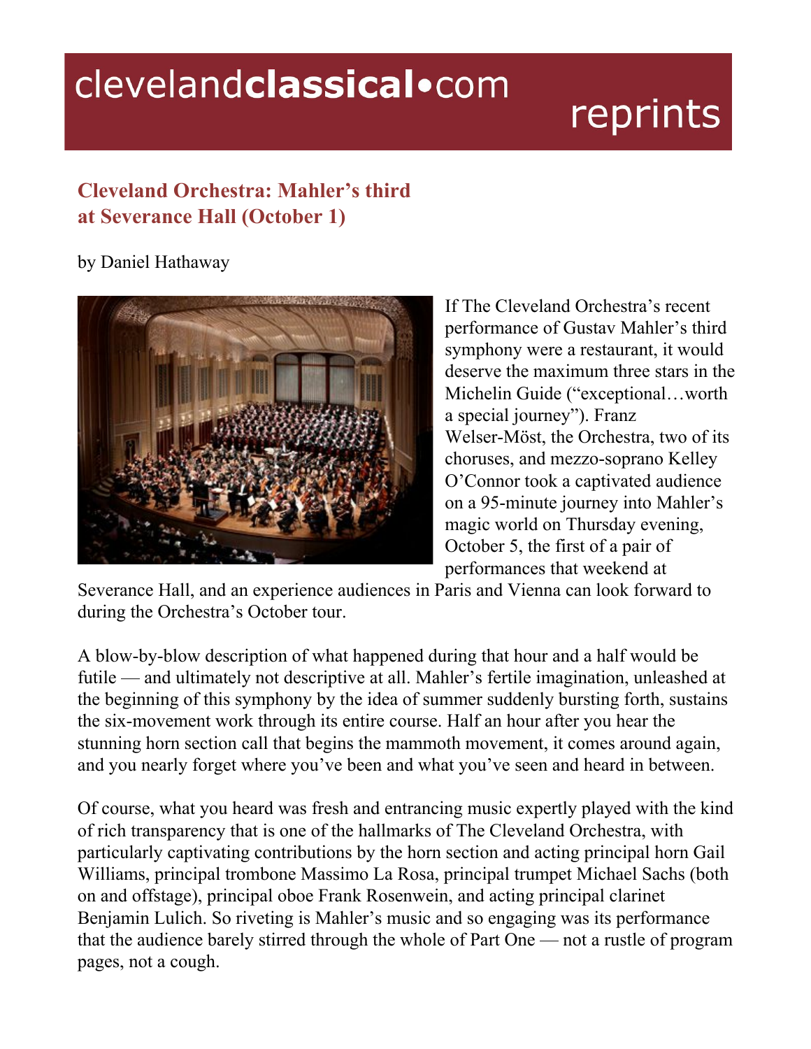clevelandclassical•com reprints

## Cleveland Orchestra: Mahler's third at Severance Hall (October 1)

by Daniel Hathaway

If The Cleveland Orchestra's recent performance of Gustav Mahler's third symphony were a restaurant, it would deserve the maximum three stars in the Michelin Guide ("exceptional…worth a special journey"). Franz Welser-Möst, the Orchestra, two of its choruses, and mezzo-soprano Kelley O'Connor took a captivated audience on a 95-minute journey into Mahler's magic world on Thursday evening, October 5, the first of a pair of performances that weekend at Severance Hall, and an experience audiences in Paris and Vienna can look forward to during the Orchestra's October tour.

A blow-by-blow description of what happened during that hour and a half would be futile — and ultimately not descriptive at all. Mahler's fertile imagination, unleashed at the beginning of this symphony by the idea of summer suddenly bursting forth, sustains the six-movement work through its entire course. Half an hour after you hear the stunning horn section call that begins the mammoth movement, it comes around again, and you nearly forget where you've been and what you've seen and heard in between.

Of course, what you heard was fresh and entrancing music expertly played with the kind of rich transparency that is one of the hallmarks of The Cleveland Orchestra, with particularly captivating contributions by the horn section and acting principal horn Gail Williams, principal trombone Massimo La Rosa, principal trumpet Michael Sachs (both on and offstage), principal oboe Frank Rosenwein, and acting principal clarinet Benjamin Lulich. So riveting is Mahler's music and so engaging was its performance that the audience barely stirred through the whole of Part One — not a rustle of program pages, not a cough.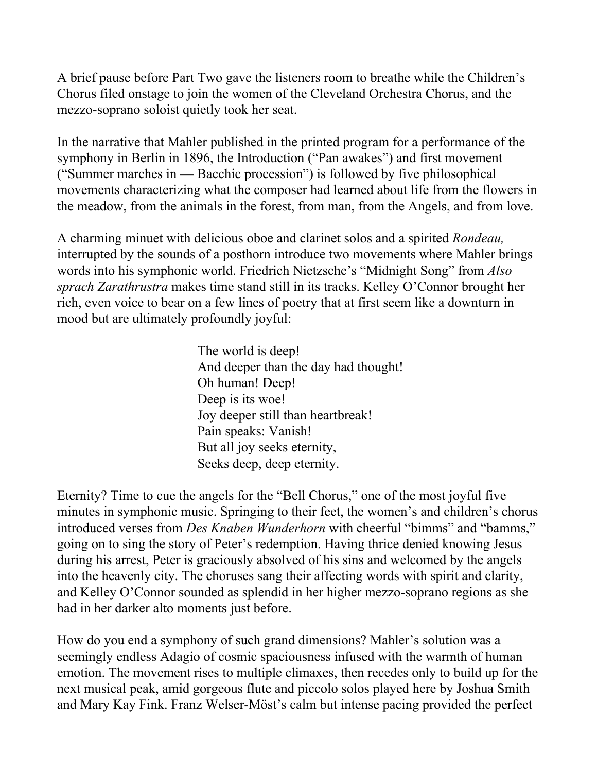A brief pause before Part Two gave the listeners room to breathe while the Children's Chorus filed onstage to join the women of the Cleveland Orchestra Chorus, and the mezzo-soprano soloist quietly took her seat.

In the narrative that Mahler published in the printed program for a performance of the symphony in Berlin in 1896, the Introduction ("Pan awakes") and first movement ("Summer marches in — Bacchic procession") is followed by five philosophical movements characterizing what the composer had learned about life from the flowers in the meadow, from the animals in the forest, from man, from the Angels, and from love.

A charming minuet with delicious oboe and clarinet solos and a spirited *Rondeau,* interrupted by the sounds of a posthorn introduce two movements where Mahler brings words into his symphonic world. Friedrich Nietzsche's "Midnight Song" from *Also sprach Zarathrustra* makes time stand still in its tracks. Kelley O'Connor brought her rich, even voice to bear on a few lines of poetry that at first seem like a downturn in mood but are ultimately profoundly joyful:

> The world is deep!
> And deeper than the day had thought!
> Oh human! Deep!
> Deep is its woe!
> Joy deeper still than heartbreak!
> Pain speaks: Vanish!
> But all joy seeks eternity,
> Seeks deep, deep eternity.

Eternity? Time to cue the angels for the "Bell Chorus," one of the most joyful five minutes in symphonic music. Springing to their feet, the women's and children's chorus introduced verses from *Des Knaben Wunderhorn* with cheerful "bimms" and "bamms," going on to sing the story of Peter's redemption. Having thrice denied knowing Jesus during his arrest, Peter is graciously absolved of his sins and welcomed by the angels into the heavenly city. The choruses sang their affecting words with spirit and clarity, and Kelley O'Connor sounded as splendid in her higher mezzo-soprano regions as she had in her darker alto moments just before.

How do you end a symphony of such grand dimensions? Mahler's solution was a seemingly endless Adagio of cosmic spaciousness infused with the warmth of human emotion. The movement rises to multiple climaxes, then recedes only to build up for the next musical peak, amid gorgeous flute and piccolo solos played here by Joshua Smith and Mary Kay Fink. Franz Welser-Möst's calm but intense pacing provided the perfect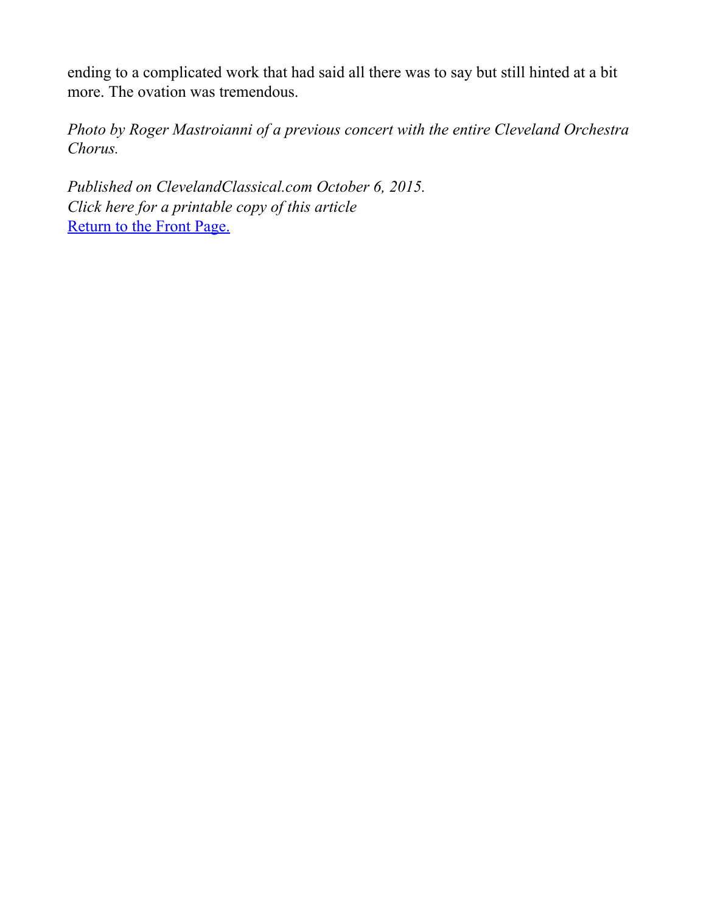ending to a complicated work that had said all there was to say but still hinted at a bit more. The ovation was tremendous.

*Photo by Roger Mastroianni of a previous concert with the entire Cleveland Orchestra Chorus.*

*Published on ClevelandClassical.com October 6, 2015.*
*Click here for a printable copy of this article*
Return to the Front Page.